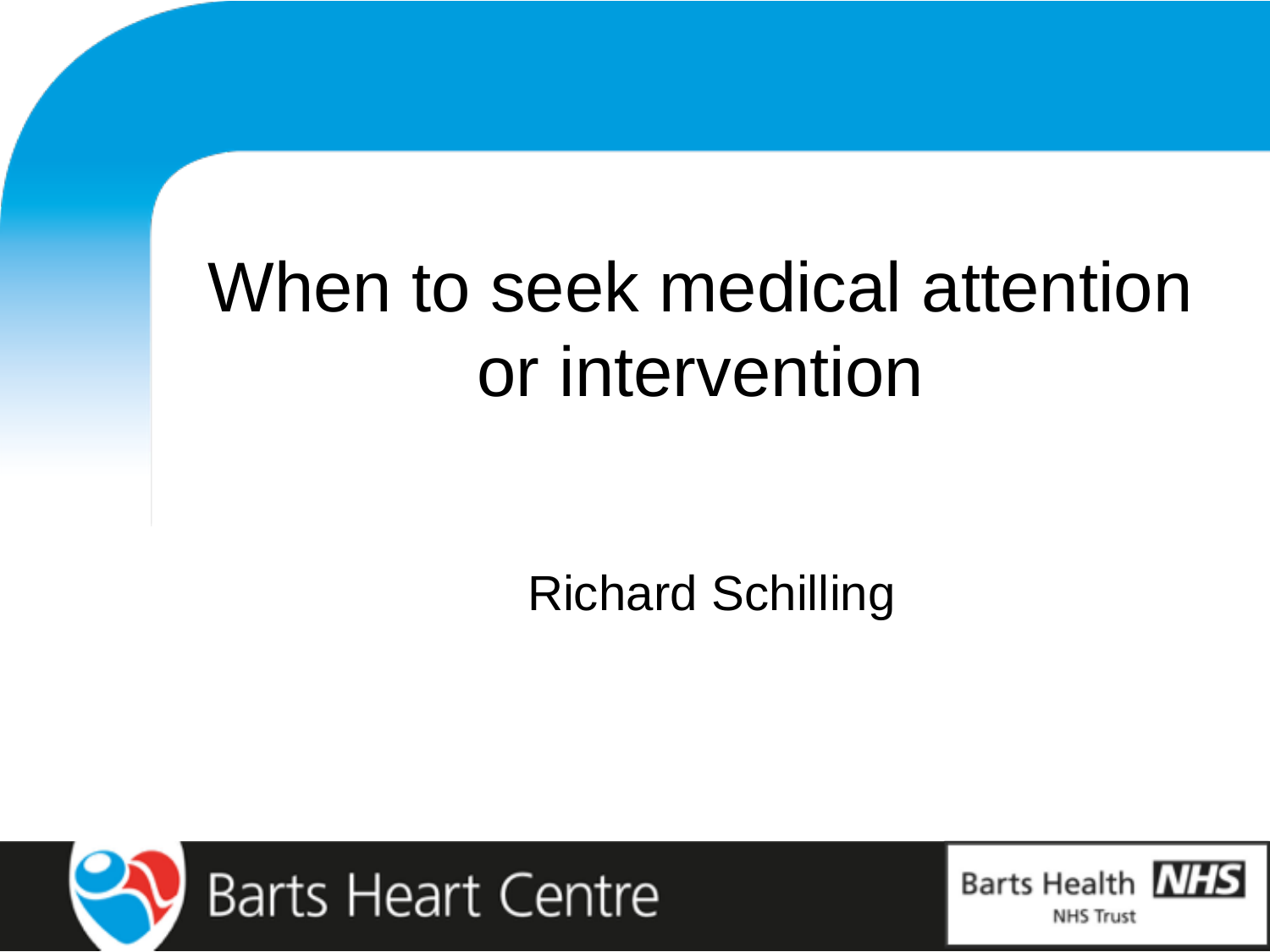# When to seek medical attention or intervention

Richard Schilling

Barts Heart Centre

Barts Health NHS

NHS Trust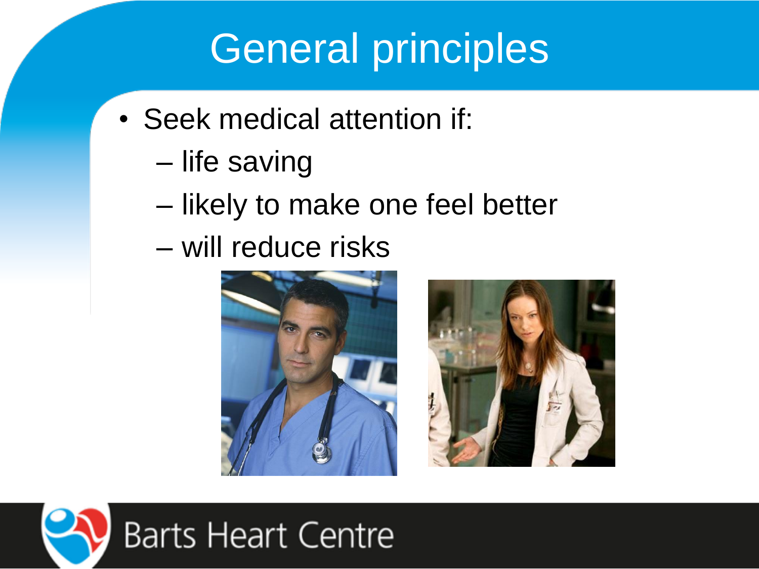# General principles

- Seek medical attention if:
  - life saving
  - likely to make one feel better
  - will reduce risks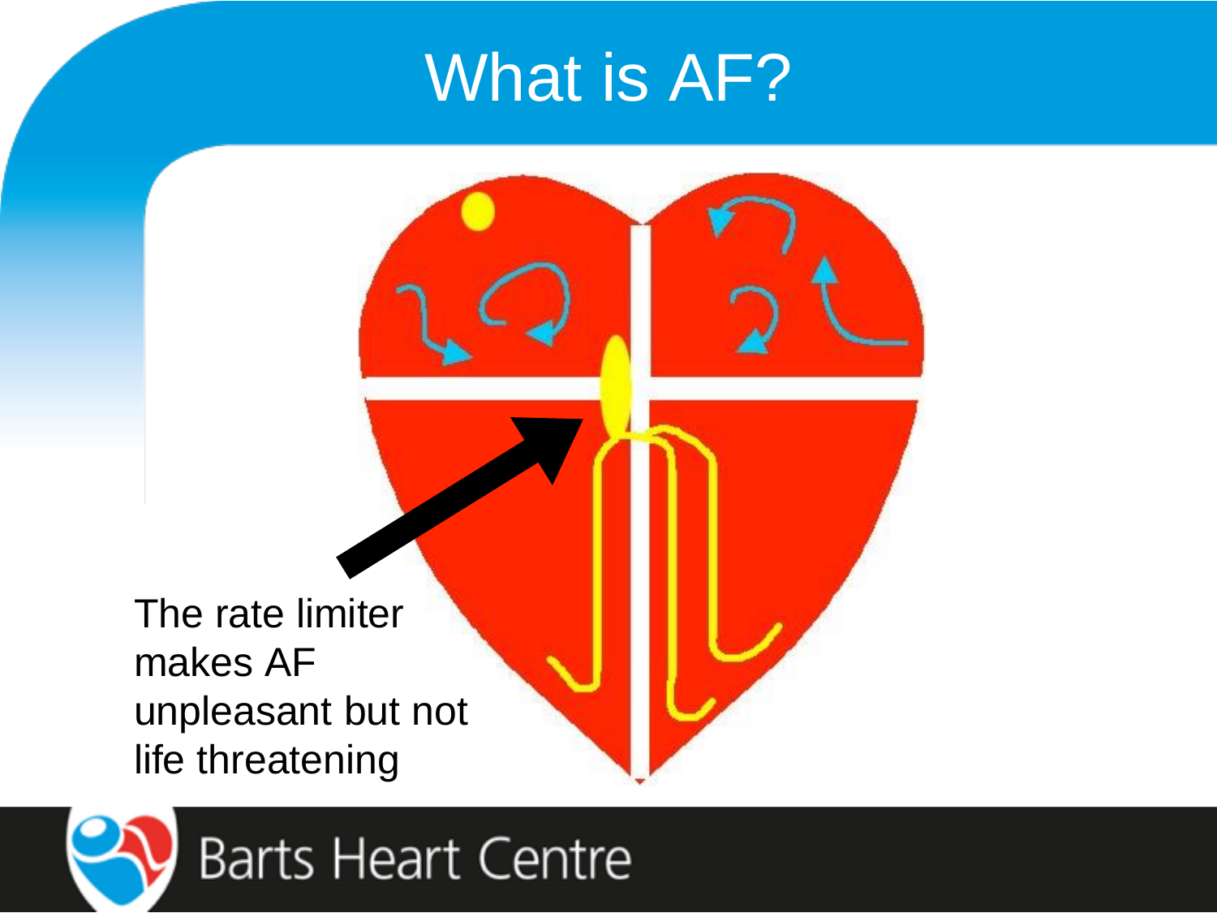# What is AF?

The rate limiter makes AF unpleasant but not life threatening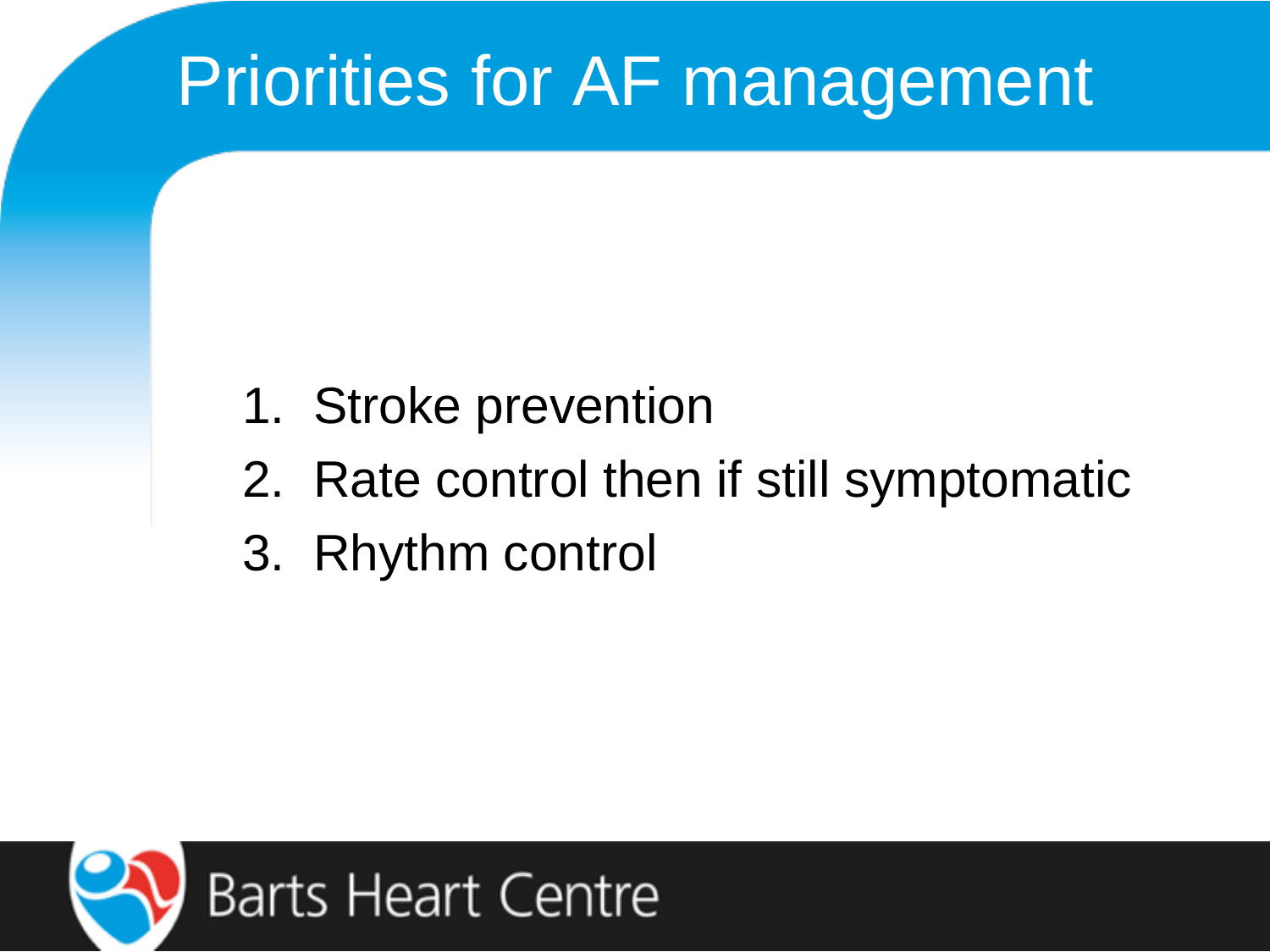# Priorities for AF management

1. Stroke prevention
2. Rate control then if still symptomatic
3. Rhythm control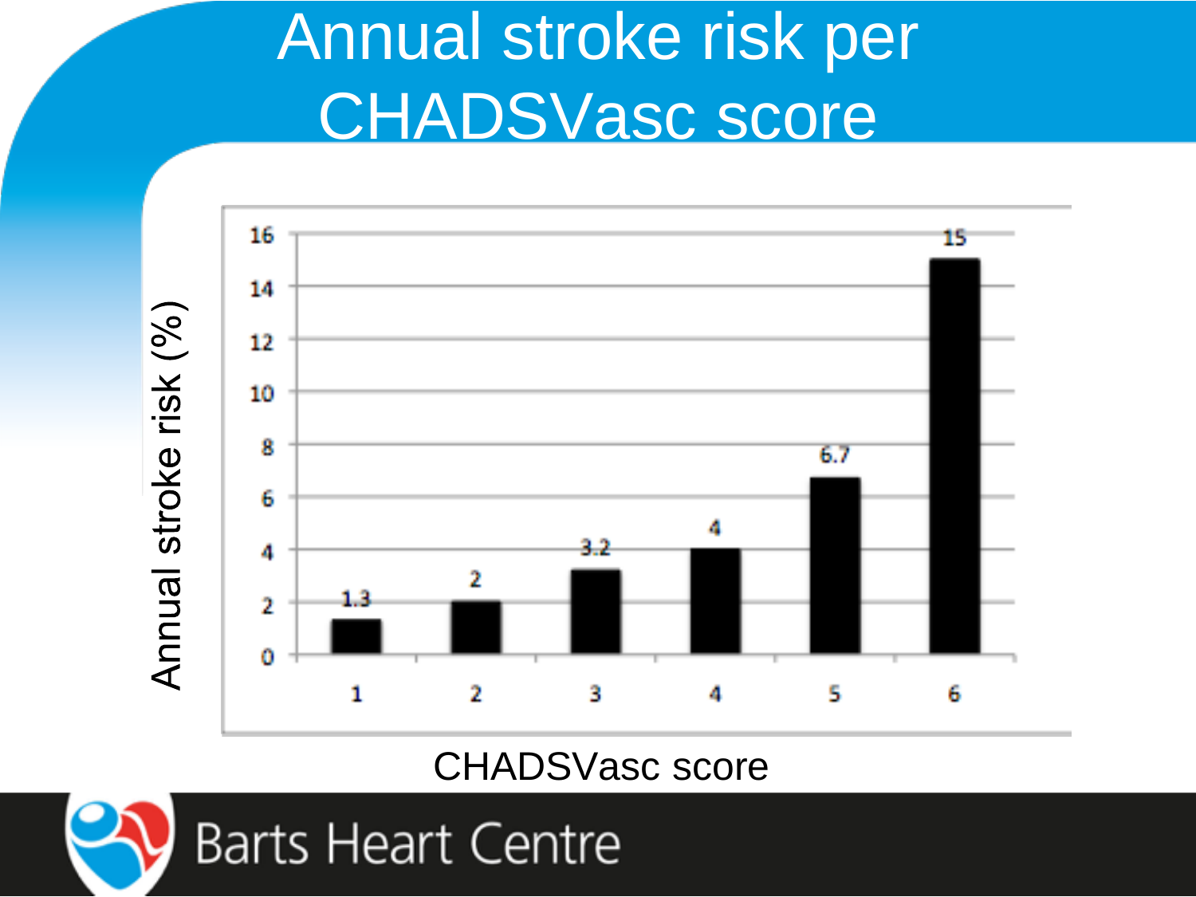# Annual stroke risk per CHADSVasc score

| CHADSVasc score | Annual stroke risk (%) |
|---|---|
| 1 | 1.3 |
| 2 | 2 |
| 3 | 3.2 |
| 4 | 4 |
| 5 | 6.7 |
| 6 | 15 |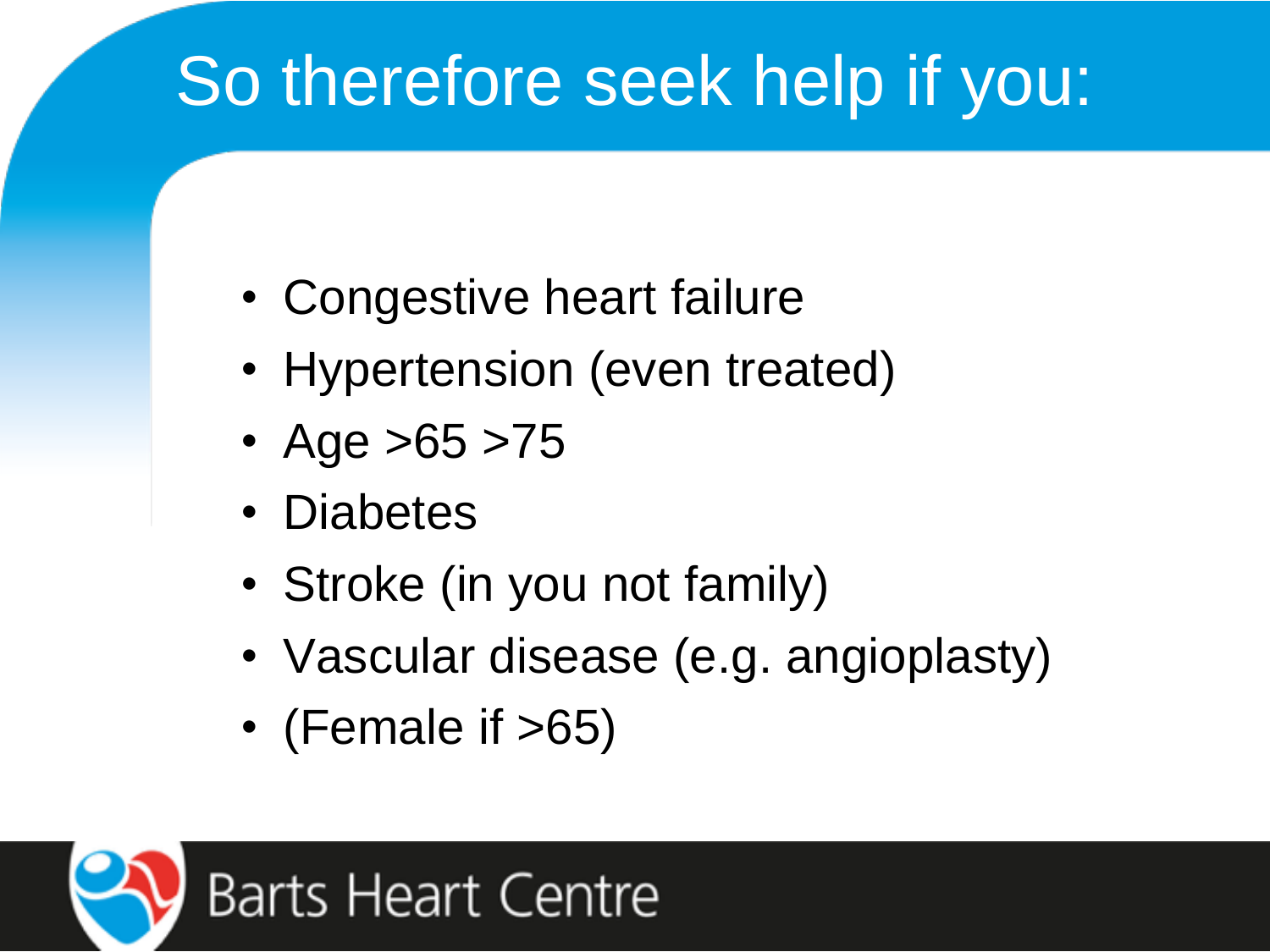# So therefore seek help if you:

- Congestive heart failure
- Hypertension (even treated)
- Age >65 >75
- Diabetes
- Stroke (in you not family)
- Vascular disease (e.g. angioplasty)
- (Female if >65)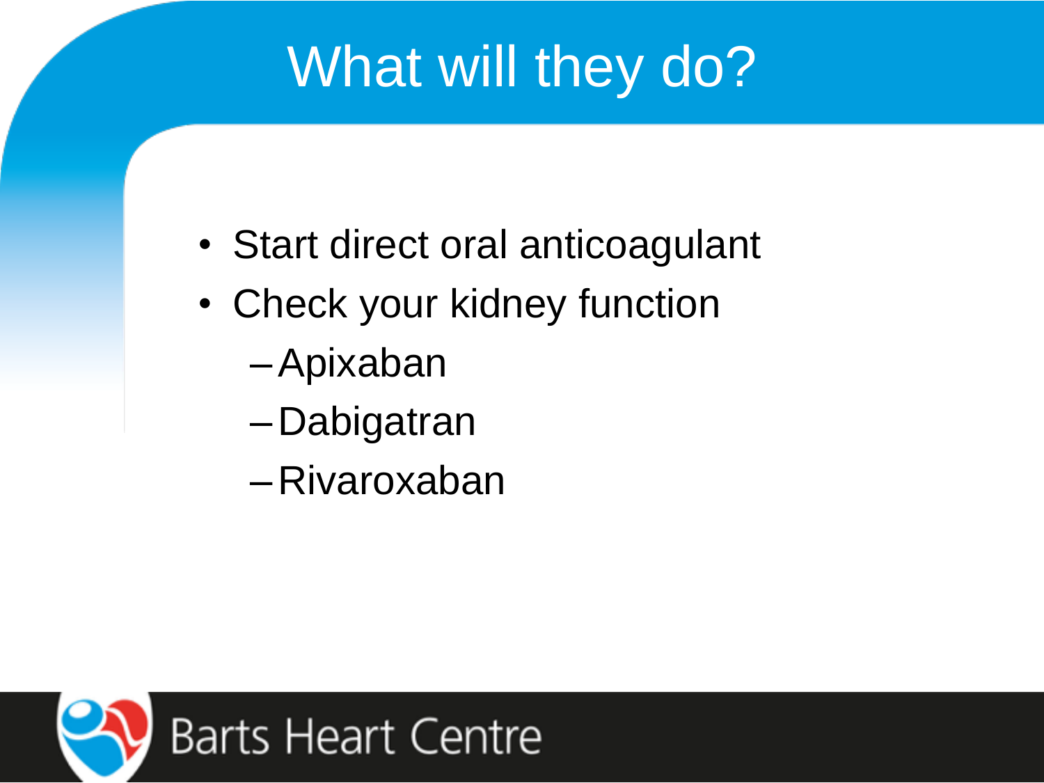# What will they do?

- Start direct oral anticoagulant
- Check your kidney function
  - Apixaban
  - Dabigatran
  - Rivaroxaban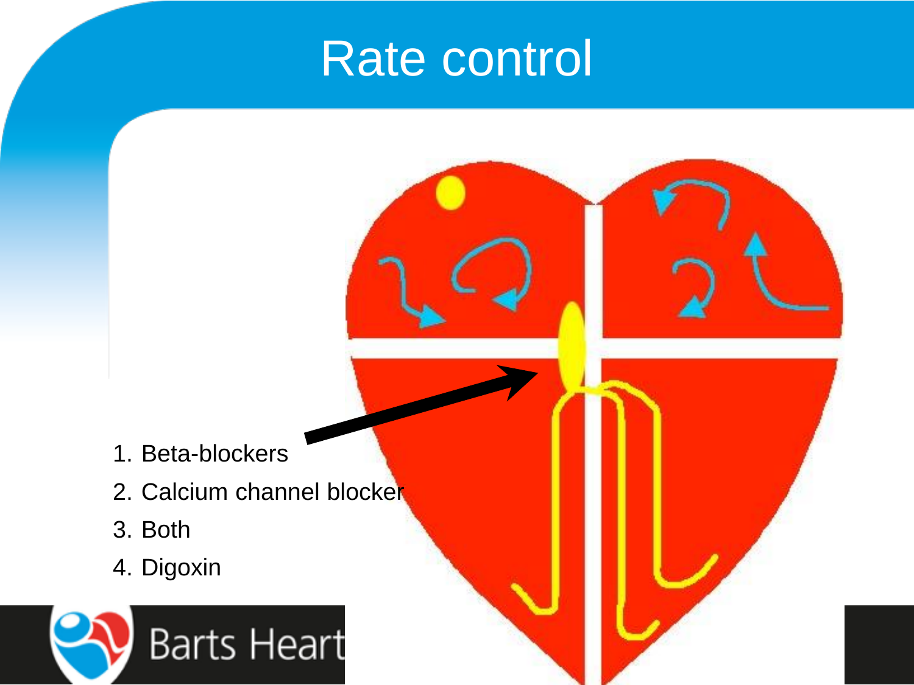# Rate control

1. Beta-blockers
2. Calcium channel blocker
3. Both
4. Digoxin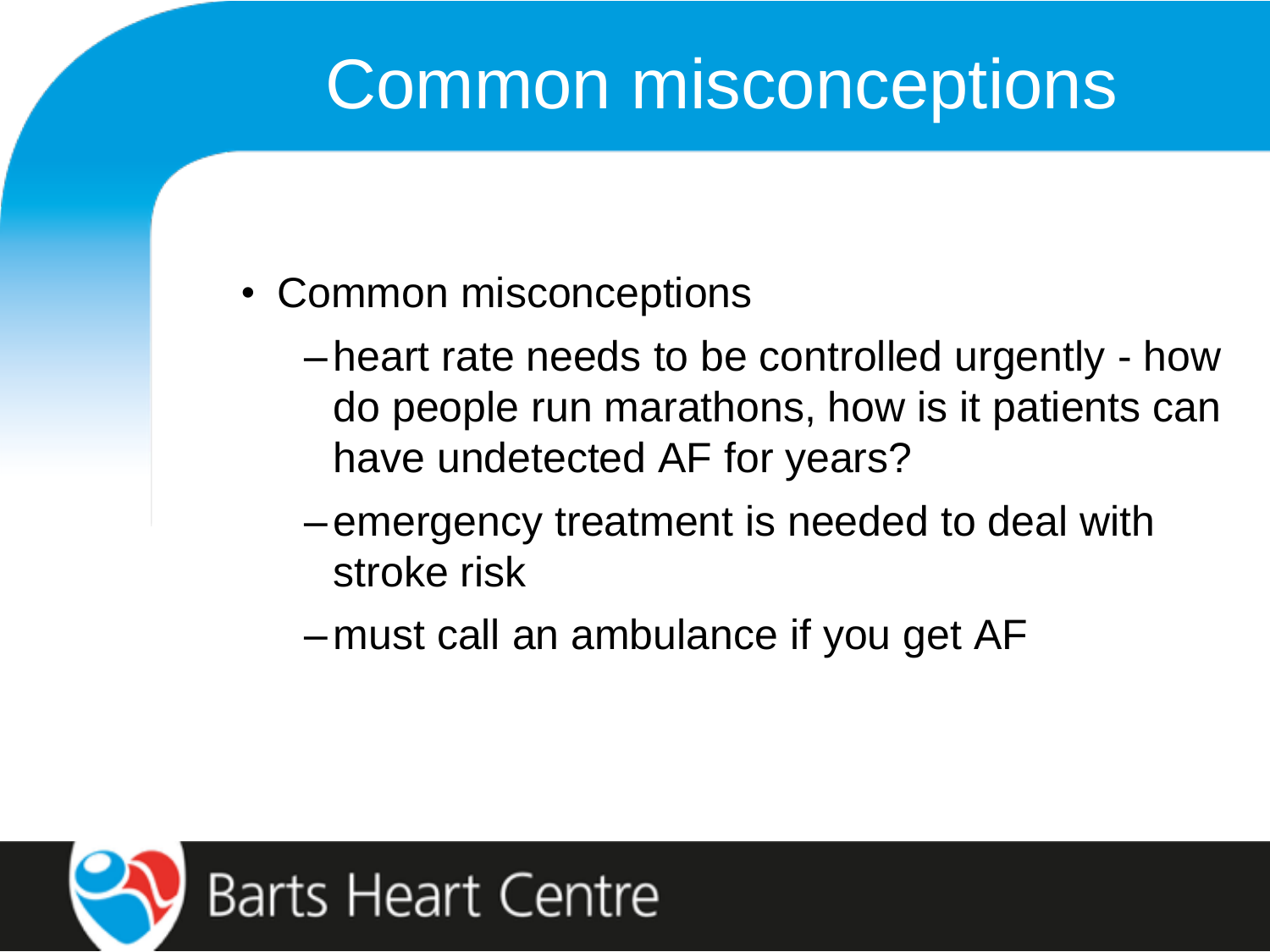# Common misconceptions

- Common misconceptions
  - heart rate needs to be controlled urgently - how do people run marathons, how is it patients can have undetected AF for years?
  - emergency treatment is needed to deal with stroke risk
  - must call an ambulance if you get AF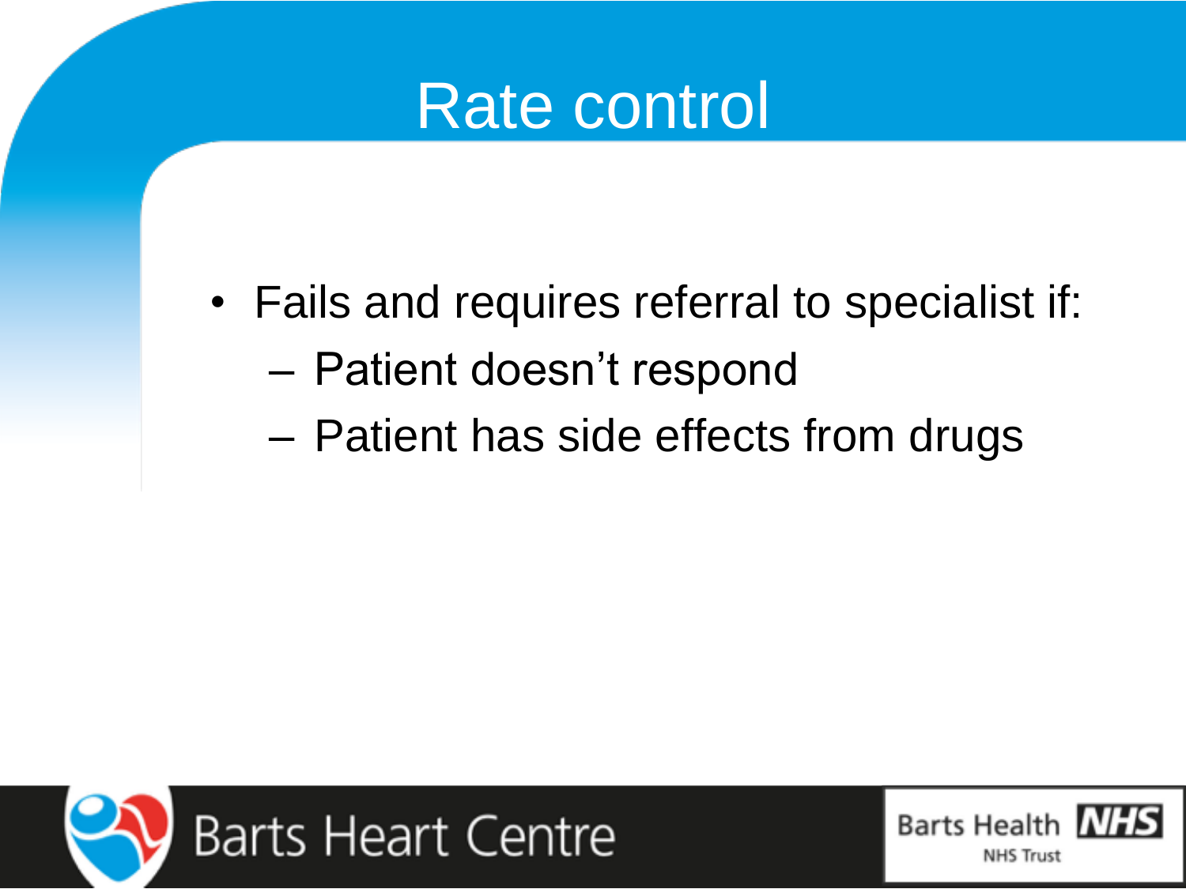# Rate control

- Fails and requires referral to specialist if:
  - Patient doesn't respond
  - Patient has side effects from drugs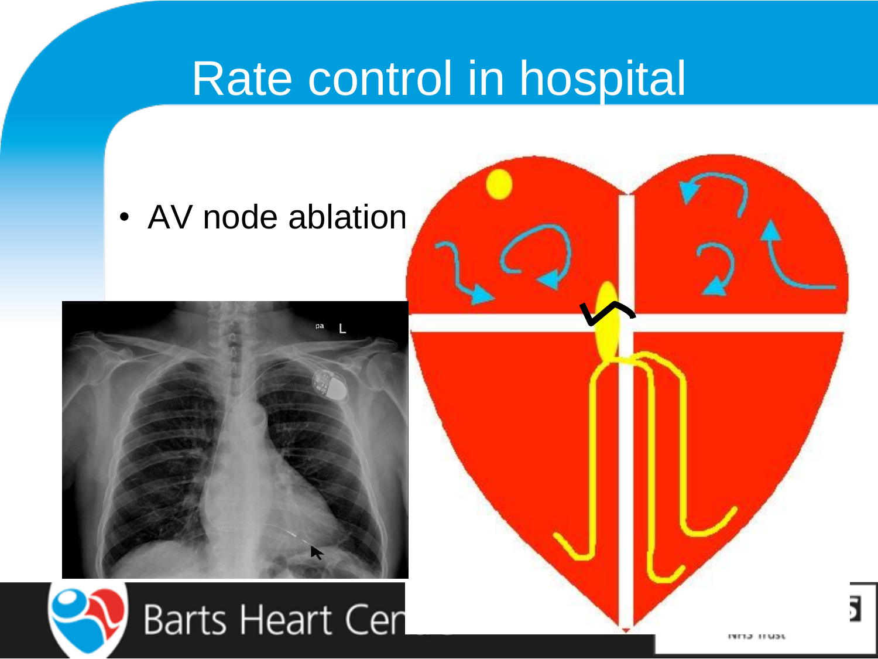# Rate control in hospital

- AV node ablation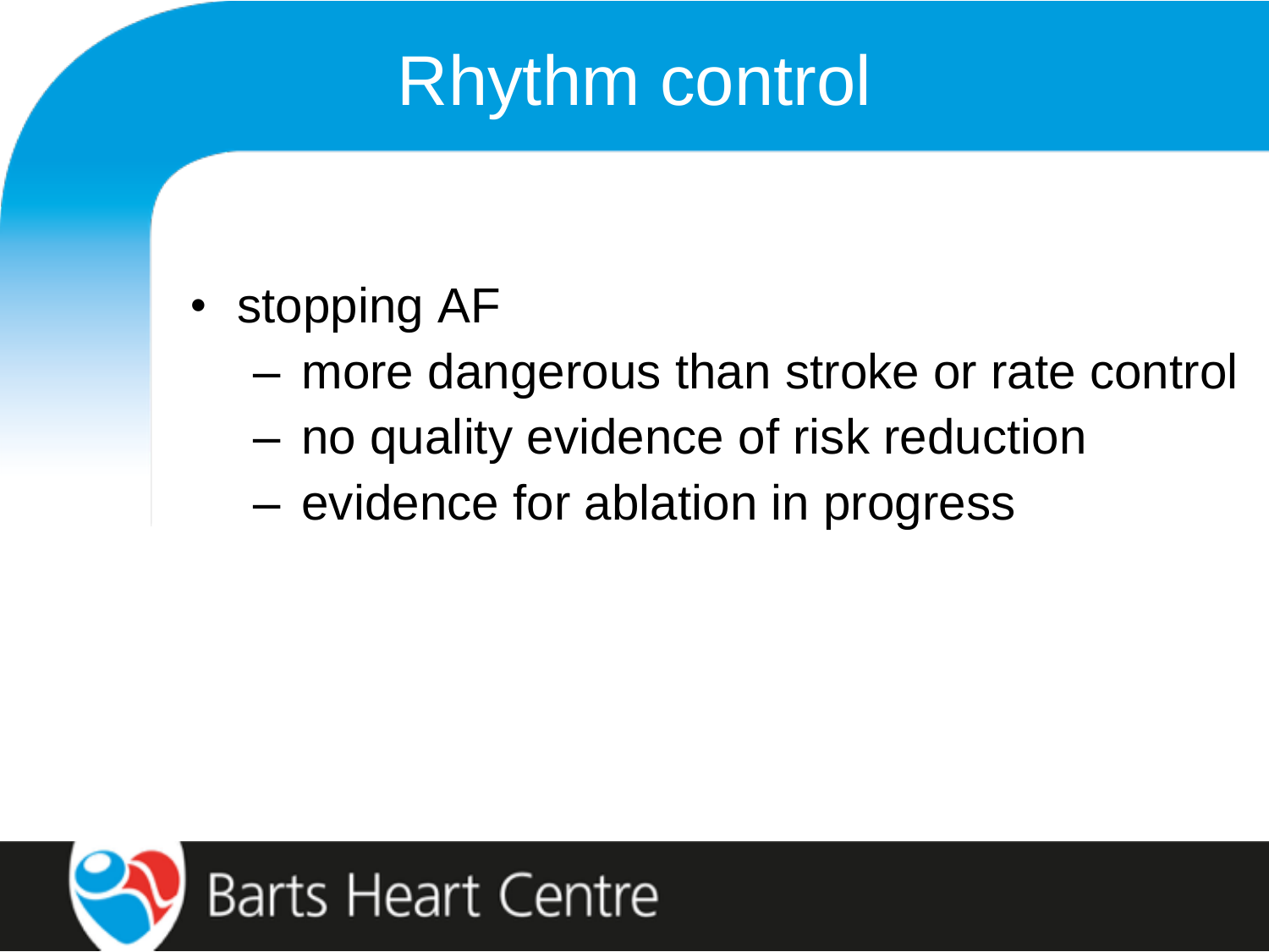# Rhythm control

- stopping AF
  - more dangerous than stroke or rate control
  - no quality evidence of risk reduction
  - evidence for ablation in progress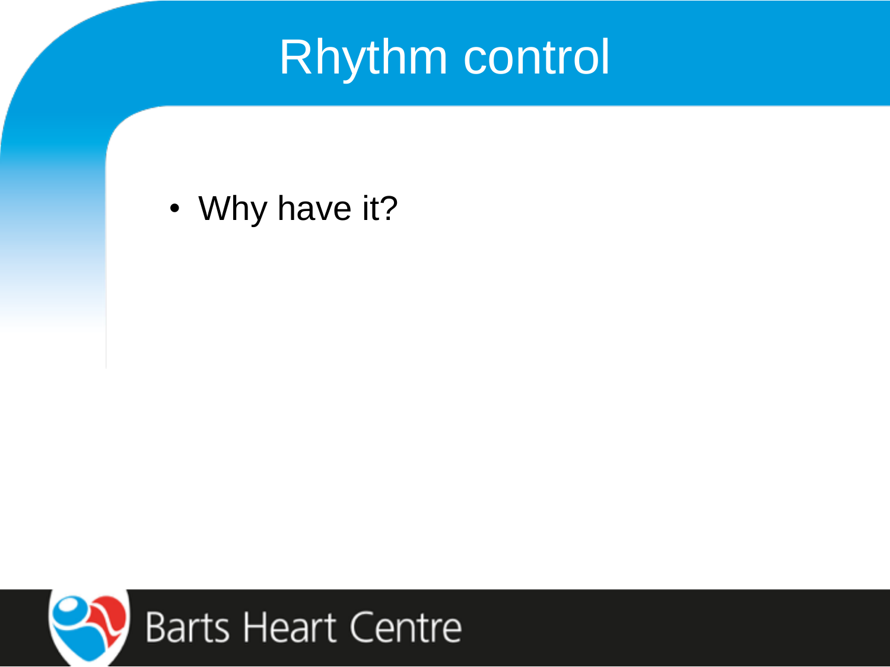# Rhythm control

- Why have it?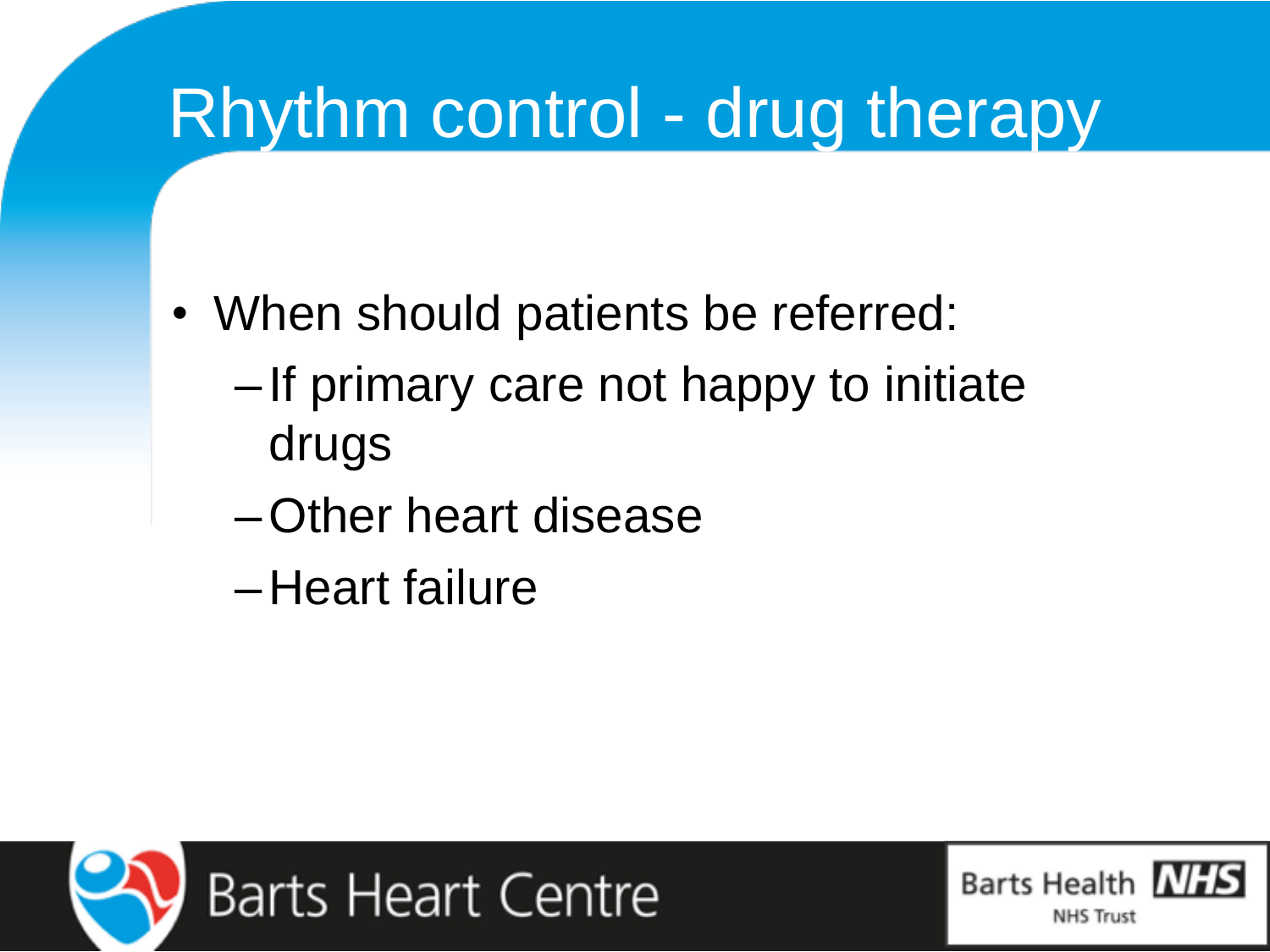# Rhythm control - drug therapy

- When should patients be referred:
  - If primary care not happy to initiate drugs
  - Other heart disease
  - Heart failure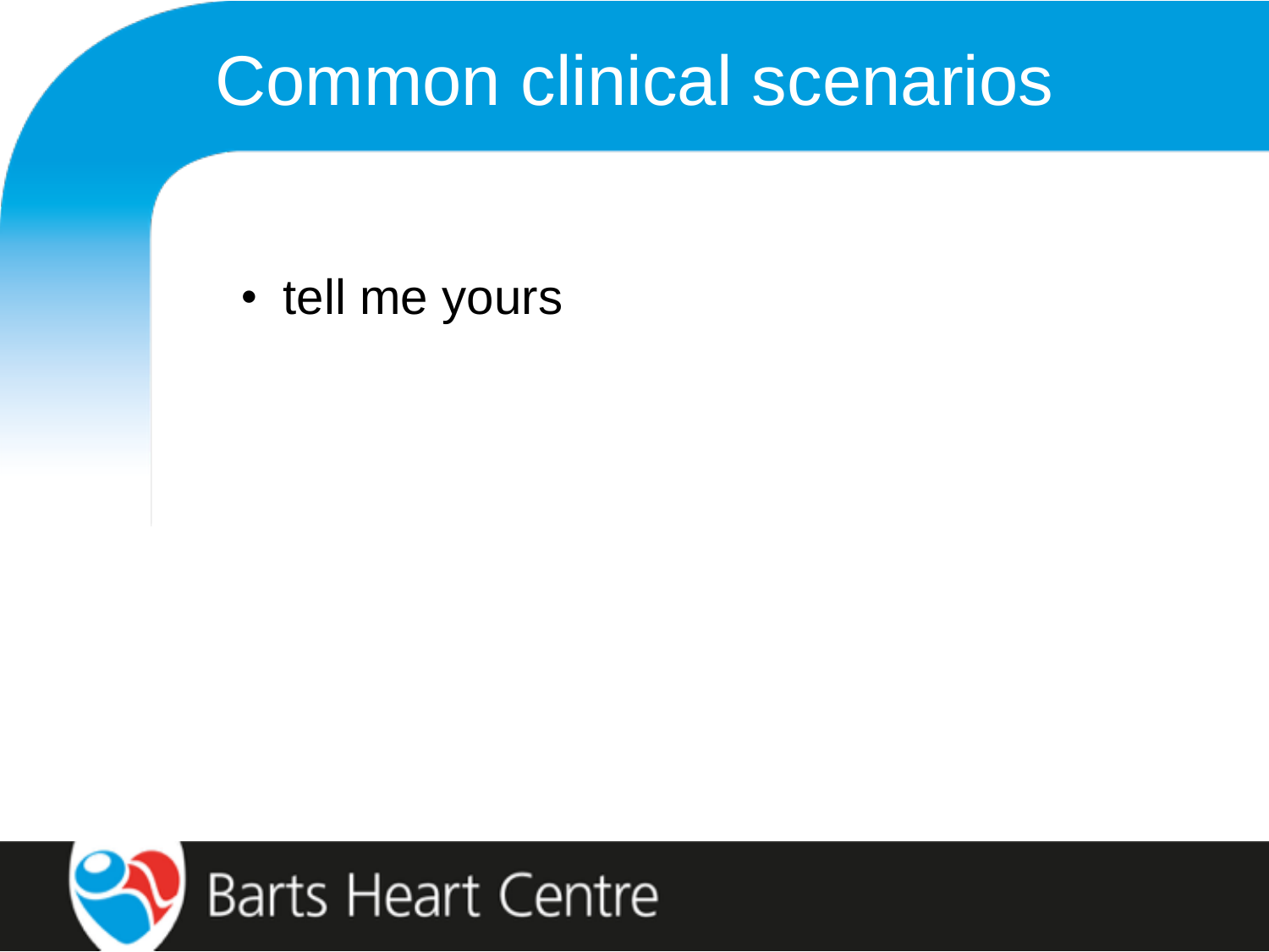# Common clinical scenarios

- tell me yours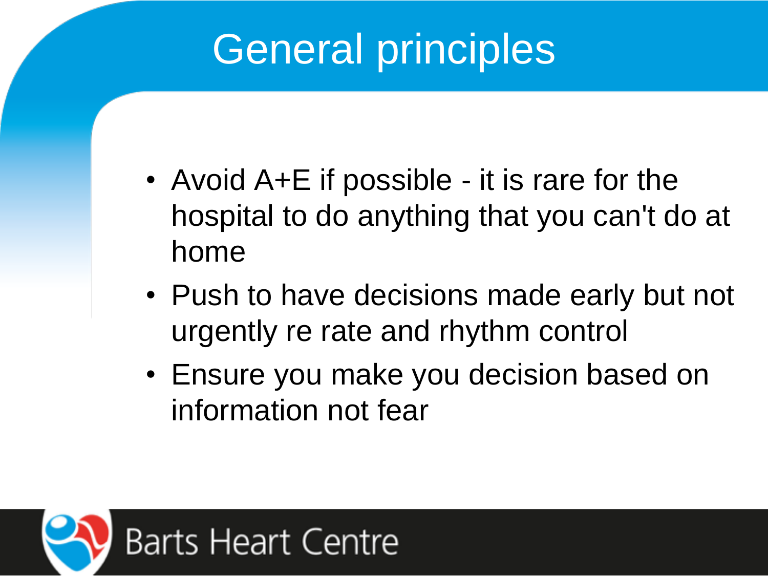# General principles

- Avoid A+E if possible - it is rare for the hospital to do anything that you can't do at home
- Push to have decisions made early but not urgently re rate and rhythm control
- Ensure you make you decision based on information not fear